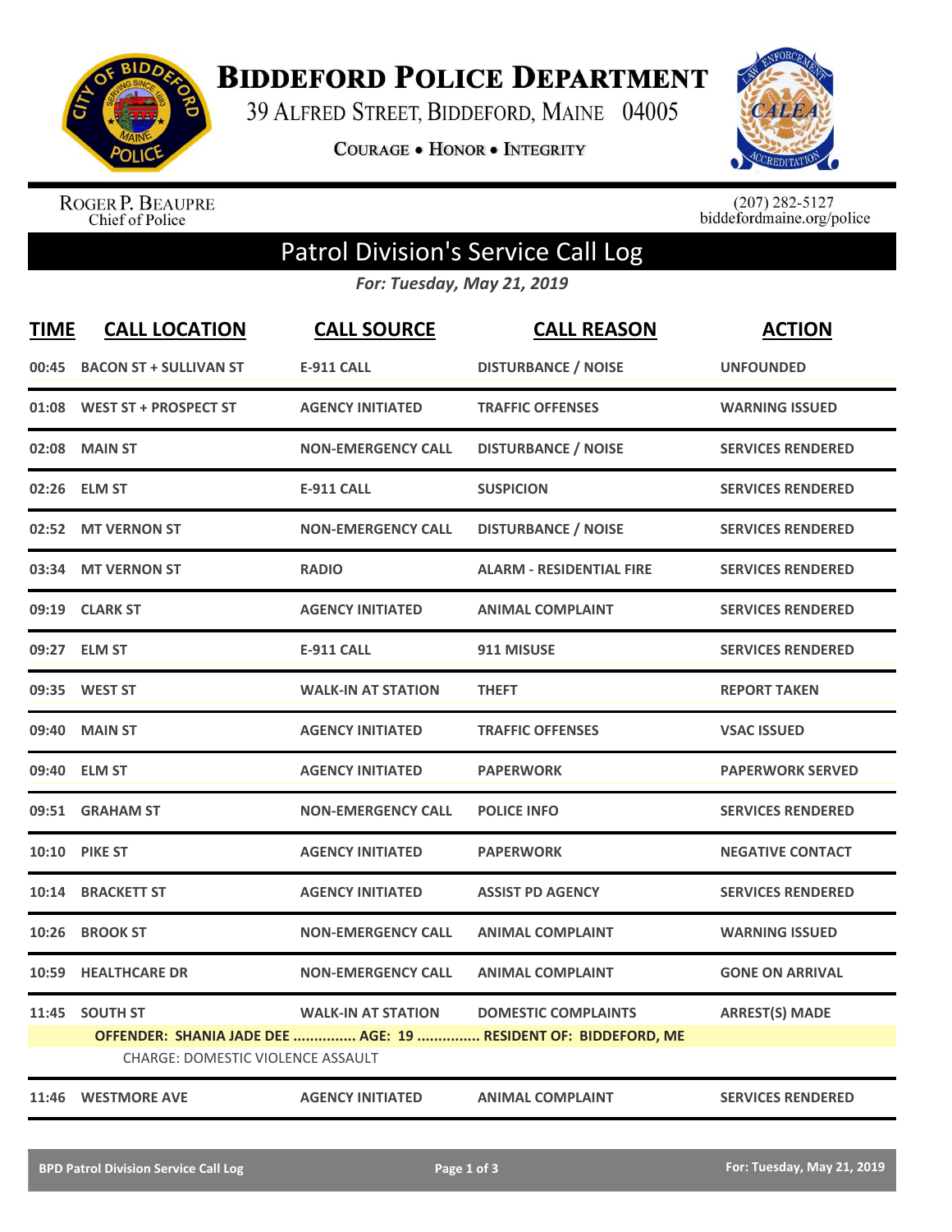# Biddeford Police Department

39 Alfred Street, Biddeford, Maine 04005

Courage • Honor • Integrity

Roger P. Beaupre
Chief of Police

(207) 282-5127
biddefordmaine.org/police

## Patrol Division's Service Call Log

*For: Tuesday, May 21, 2019*

| TIME | CALL LOCATION | CALL SOURCE | CALL REASON | ACTION |
|---|---|---|---|---|
| 00:45 | BACON ST + SULLIVAN ST | E-911 CALL | DISTURBANCE / NOISE | UNFOUNDED |
| 01:08 | WEST ST + PROSPECT ST | AGENCY INITIATED | TRAFFIC OFFENSES | WARNING ISSUED |
| 02:08 | MAIN ST | NON-EMERGENCY CALL | DISTURBANCE / NOISE | SERVICES RENDERED |
| 02:26 | ELM ST | E-911 CALL | SUSPICION | SERVICES RENDERED |
| 02:52 | MT VERNON ST | NON-EMERGENCY CALL | DISTURBANCE / NOISE | SERVICES RENDERED |
| 03:34 | MT VERNON ST | RADIO | ALARM - RESIDENTIAL FIRE | SERVICES RENDERED |
| 09:19 | CLARK ST | AGENCY INITIATED | ANIMAL COMPLAINT | SERVICES RENDERED |
| 09:27 | ELM ST | E-911 CALL | 911 MISUSE | SERVICES RENDERED |
| 09:35 | WEST ST | WALK-IN AT STATION | THEFT | REPORT TAKEN |
| 09:40 | MAIN ST | AGENCY INITIATED | TRAFFIC OFFENSES | VSAC ISSUED |
| 09:40 | ELM ST | AGENCY INITIATED | PAPERWORK | PAPERWORK SERVED |
| 09:51 | GRAHAM ST | NON-EMERGENCY CALL | POLICE INFO | SERVICES RENDERED |
| 10:10 | PIKE ST | AGENCY INITIATED | PAPERWORK | NEGATIVE CONTACT |
| 10:14 | BRACKETT ST | AGENCY INITIATED | ASSIST PD AGENCY | SERVICES RENDERED |
| 10:26 | BROOK ST | NON-EMERGENCY CALL | ANIMAL COMPLAINT | WARNING ISSUED |
| 10:59 | HEALTHCARE DR | NON-EMERGENCY CALL | ANIMAL COMPLAINT | GONE ON ARRIVAL |
| 11:45 | SOUTH ST | WALK-IN AT STATION | DOMESTIC COMPLAINTS | ARREST(S) MADE |
| | OFFENDER: SHANIA JADE DEE ............... AGE: 19 ............... RESIDENT OF: BIDDEFORD, ME | | | |
| | CHARGE: DOMESTIC VIOLENCE ASSAULT | | | |
| 11:46 | WESTMORE AVE | AGENCY INITIATED | ANIMAL COMPLAINT | SERVICES RENDERED |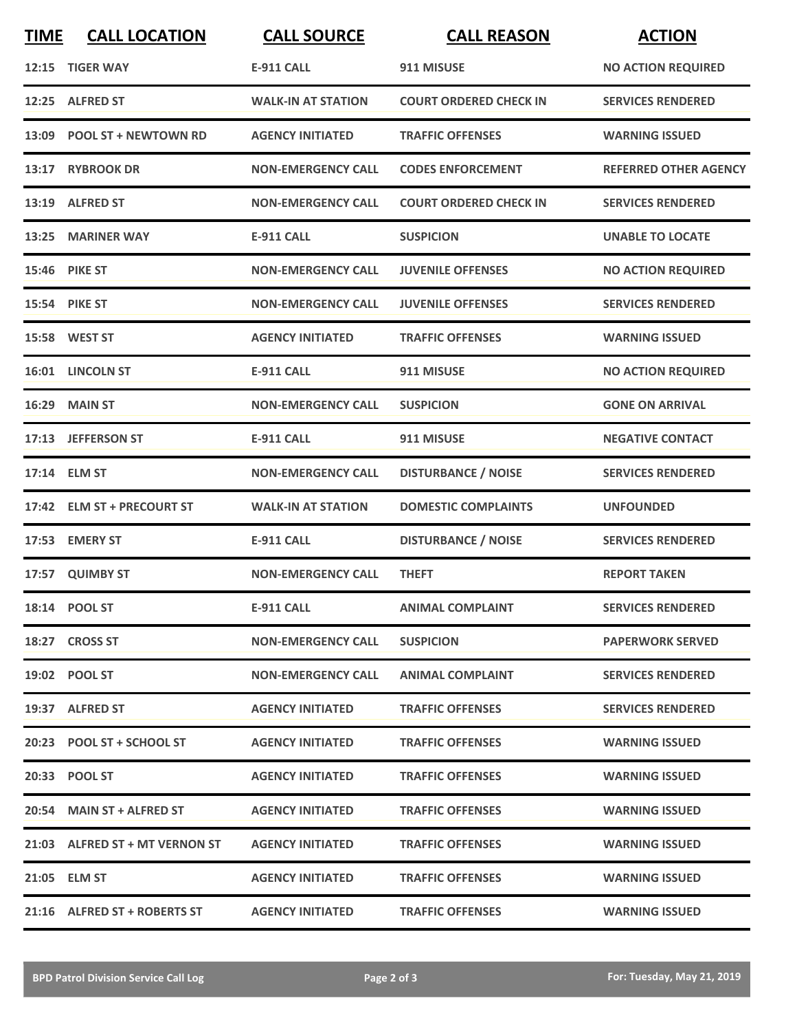| TIME | CALL LOCATION | CALL SOURCE | CALL REASON | ACTION |
| --- | --- | --- | --- | --- |
| 12:15 | TIGER WAY | E-911 CALL | 911 MISUSE | NO ACTION REQUIRED |
| 12:25 | ALFRED ST | WALK-IN AT STATION | COURT ORDERED CHECK IN | SERVICES RENDERED |
| 13:09 | POOL ST + NEWTOWN RD | AGENCY INITIATED | TRAFFIC OFFENSES | WARNING ISSUED |
| 13:17 | RYBROOK DR | NON-EMERGENCY CALL | CODES ENFORCEMENT | REFERRED OTHER AGENCY |
| 13:19 | ALFRED ST | NON-EMERGENCY CALL | COURT ORDERED CHECK IN | SERVICES RENDERED |
| 13:25 | MARINER WAY | E-911 CALL | SUSPICION | UNABLE TO LOCATE |
| 15:46 | PIKE ST | NON-EMERGENCY CALL | JUVENILE OFFENSES | NO ACTION REQUIRED |
| 15:54 | PIKE ST | NON-EMERGENCY CALL | JUVENILE OFFENSES | SERVICES RENDERED |
| 15:58 | WEST ST | AGENCY INITIATED | TRAFFIC OFFENSES | WARNING ISSUED |
| 16:01 | LINCOLN ST | E-911 CALL | 911 MISUSE | NO ACTION REQUIRED |
| 16:29 | MAIN ST | NON-EMERGENCY CALL | SUSPICION | GONE ON ARRIVAL |
| 17:13 | JEFFERSON ST | E-911 CALL | 911 MISUSE | NEGATIVE CONTACT |
| 17:14 | ELM ST | NON-EMERGENCY CALL | DISTURBANCE / NOISE | SERVICES RENDERED |
| 17:42 | ELM ST + PRECOURT ST | WALK-IN AT STATION | DOMESTIC COMPLAINTS | UNFOUNDED |
| 17:53 | EMERY ST | E-911 CALL | DISTURBANCE / NOISE | SERVICES RENDERED |
| 17:57 | QUIMBY ST | NON-EMERGENCY CALL | THEFT | REPORT TAKEN |
| 18:14 | POOL ST | E-911 CALL | ANIMAL COMPLAINT | SERVICES RENDERED |
| 18:27 | CROSS ST | NON-EMERGENCY CALL | SUSPICION | PAPERWORK SERVED |
| 19:02 | POOL ST | NON-EMERGENCY CALL | ANIMAL COMPLAINT | SERVICES RENDERED |
| 19:37 | ALFRED ST | AGENCY INITIATED | TRAFFIC OFFENSES | SERVICES RENDERED |
| 20:23 | POOL ST + SCHOOL ST | AGENCY INITIATED | TRAFFIC OFFENSES | WARNING ISSUED |
| 20:33 | POOL ST | AGENCY INITIATED | TRAFFIC OFFENSES | WARNING ISSUED |
| 20:54 | MAIN ST + ALFRED ST | AGENCY INITIATED | TRAFFIC OFFENSES | WARNING ISSUED |
| 21:03 | ALFRED ST + MT VERNON ST | AGENCY INITIATED | TRAFFIC OFFENSES | WARNING ISSUED |
| 21:05 | ELM ST | AGENCY INITIATED | TRAFFIC OFFENSES | WARNING ISSUED |
| 21:16 | ALFRED ST + ROBERTS ST | AGENCY INITIATED | TRAFFIC OFFENSES | WARNING ISSUED |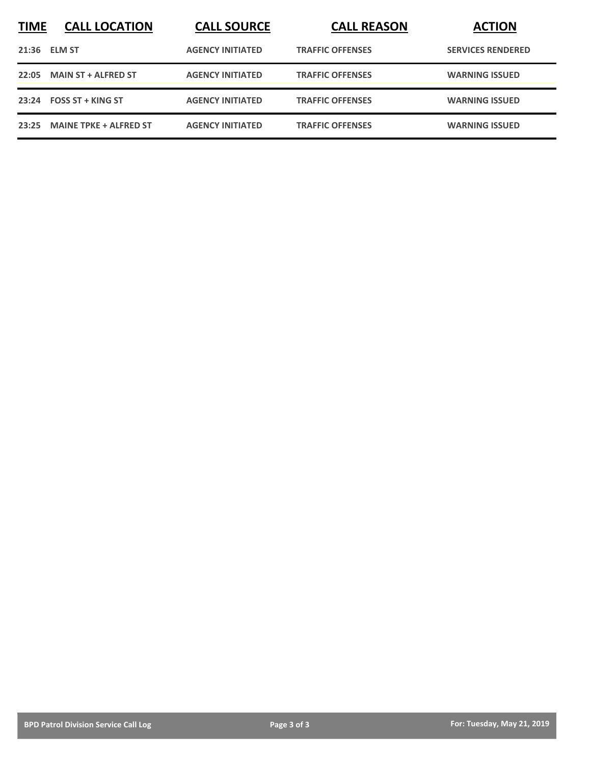| TIME | CALL LOCATION | CALL SOURCE | CALL REASON | ACTION |
|---|---|---|---|---|
| 21:36 | ELM ST | AGENCY INITIATED | TRAFFIC OFFENSES | SERVICES RENDERED |
| 22:05 | MAIN ST + ALFRED ST | AGENCY INITIATED | TRAFFIC OFFENSES | WARNING ISSUED |
| 23:24 | FOSS ST + KING ST | AGENCY INITIATED | TRAFFIC OFFENSES | WARNING ISSUED |
| 23:25 | MAINE TPKE + ALFRED ST | AGENCY INITIATED | TRAFFIC OFFENSES | WARNING ISSUED |